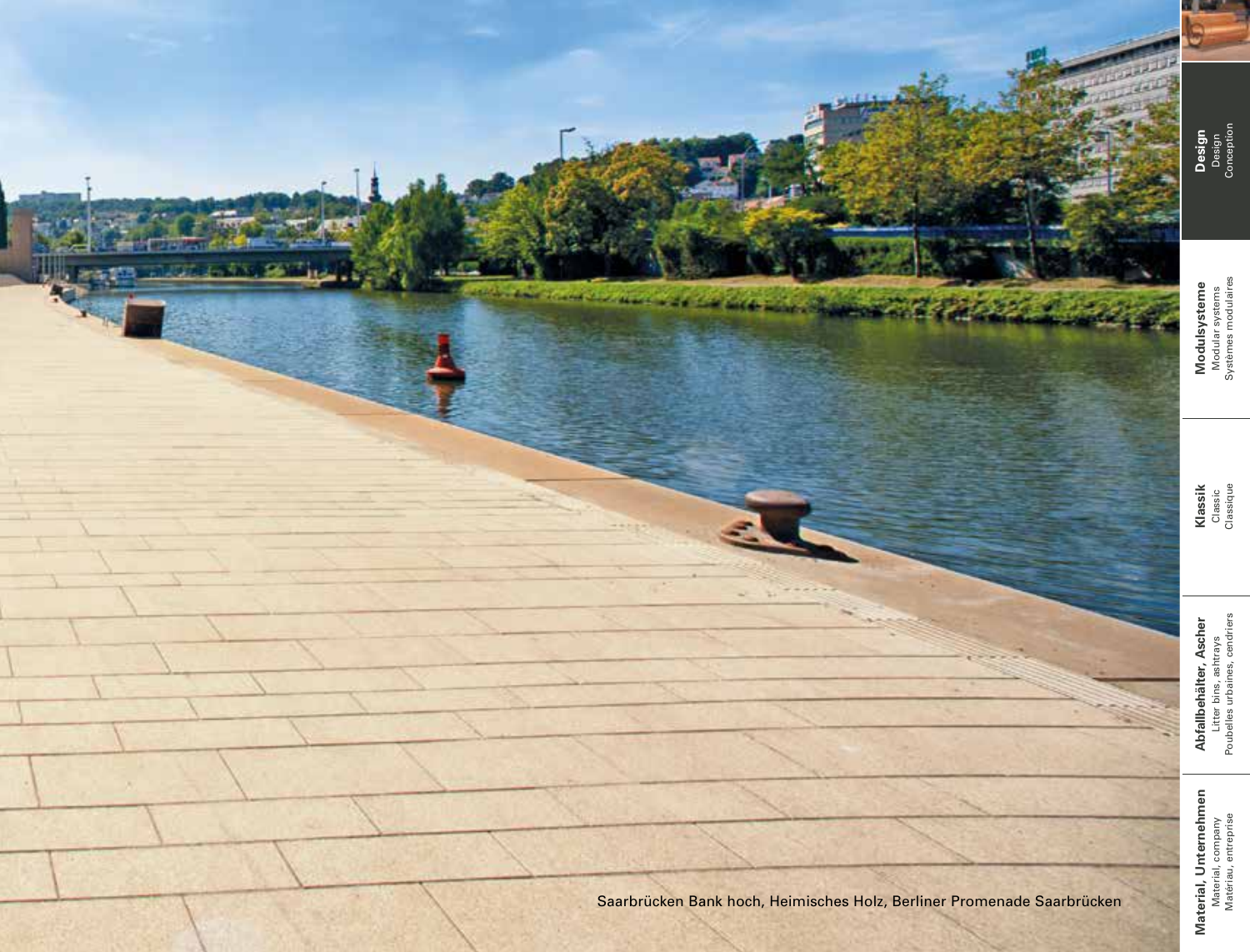Saarbrücken Bank hoch, Heimisches Holz, Berliner Promenade Saarbrücken

**Design**
Design
Conception

**Modulsysteme**
Modular systems
Systèmes modulaires

**Klassik**
Classic
Classique

**Abfallbehälter, Ascher**
Litter bins, ashtrays
Poubelles urbaines, cendriers

**Material, Unternehmen**
Material, company
Matériau, entreprise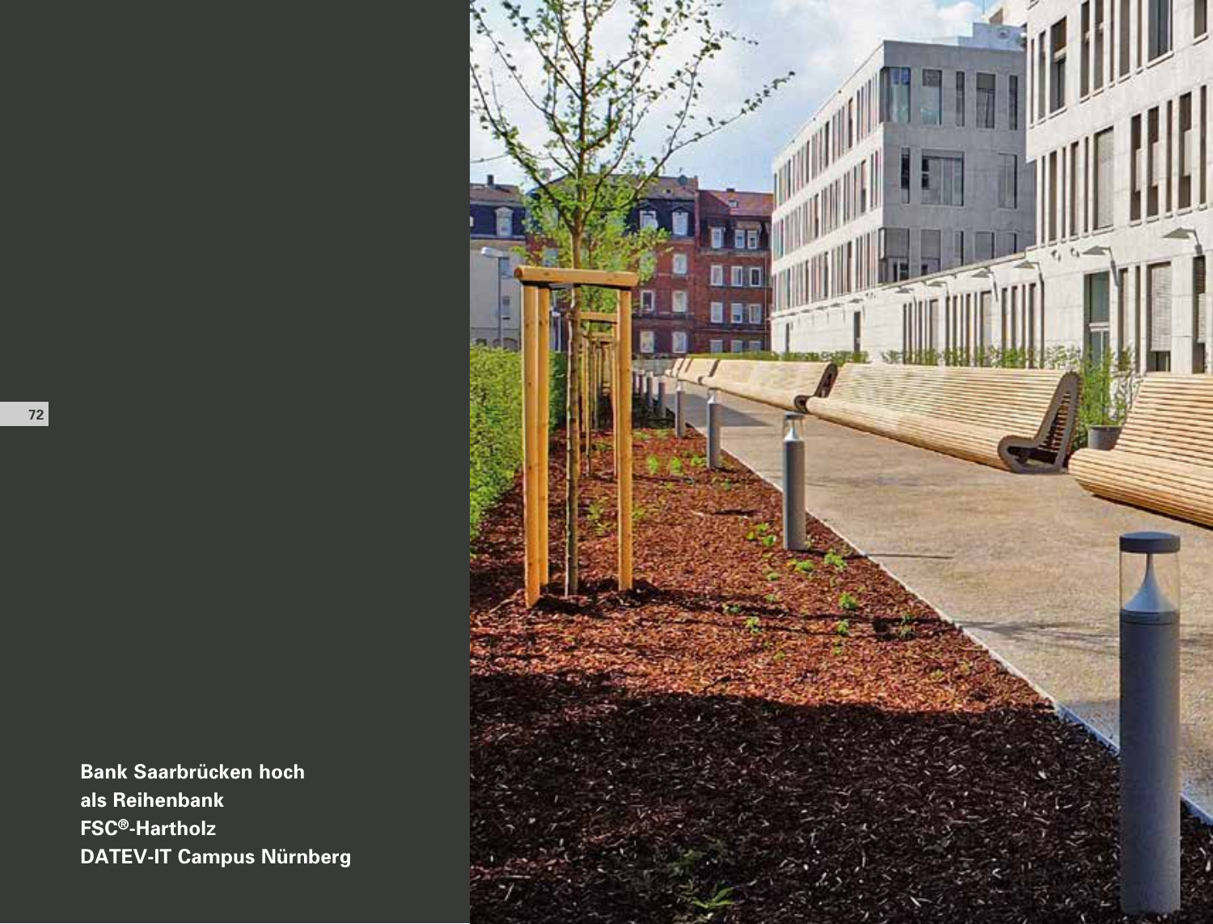**Bank Saarbrücken hoch**
**als Reihenbank**
**FSC®-Hartholz**
**DATEV-IT Campus Nürnberg**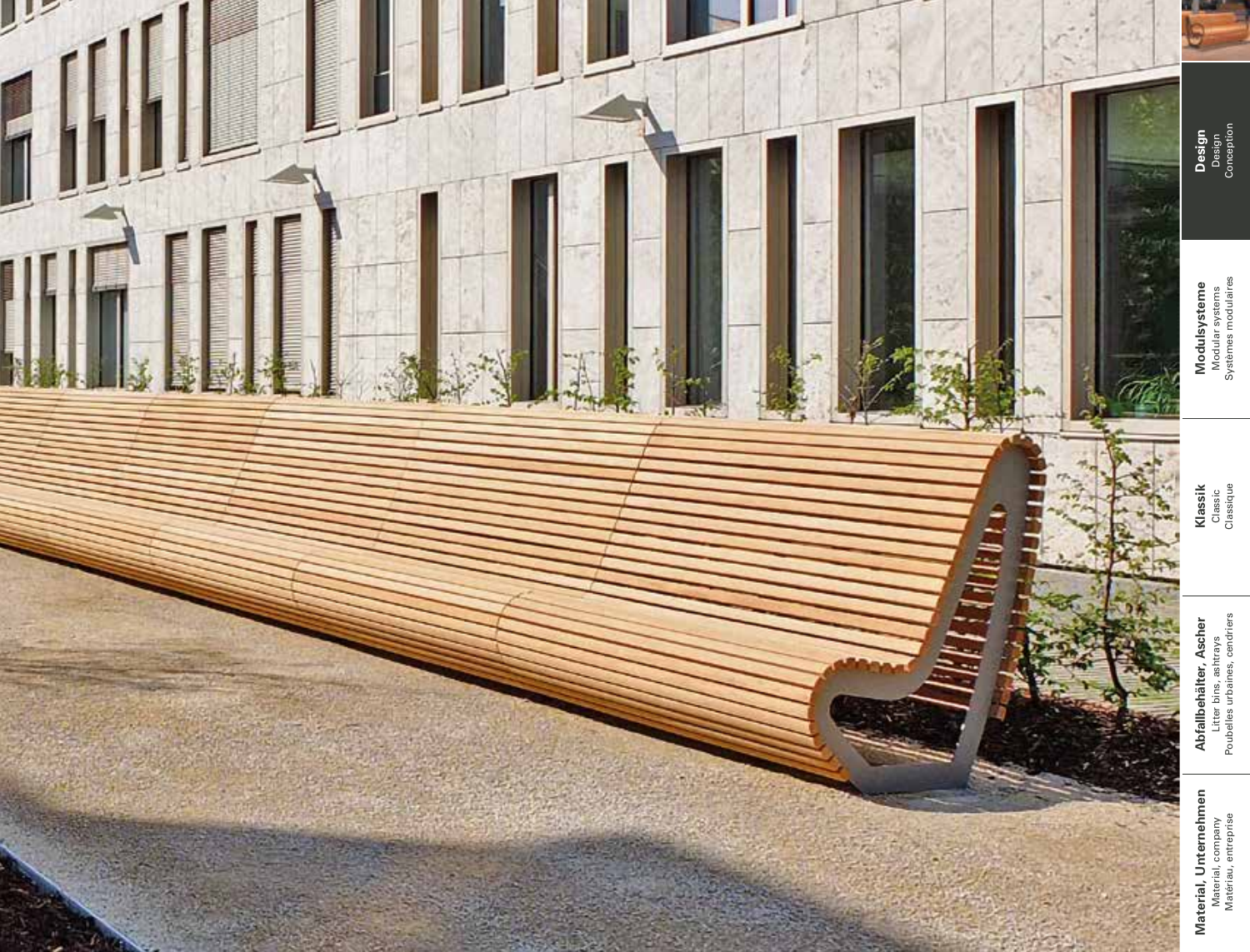**Design**
Design
Conception

**Modulsysteme**
Modular systems
Systèmes modulaires

**Klassik**
Classic
Classique

**Abfallbehälter, Ascher**
Litter bins, ashtrays
Poubelles urbaines, cendriers

**Material, Unternehmen**
Material, company
Matériau, entreprise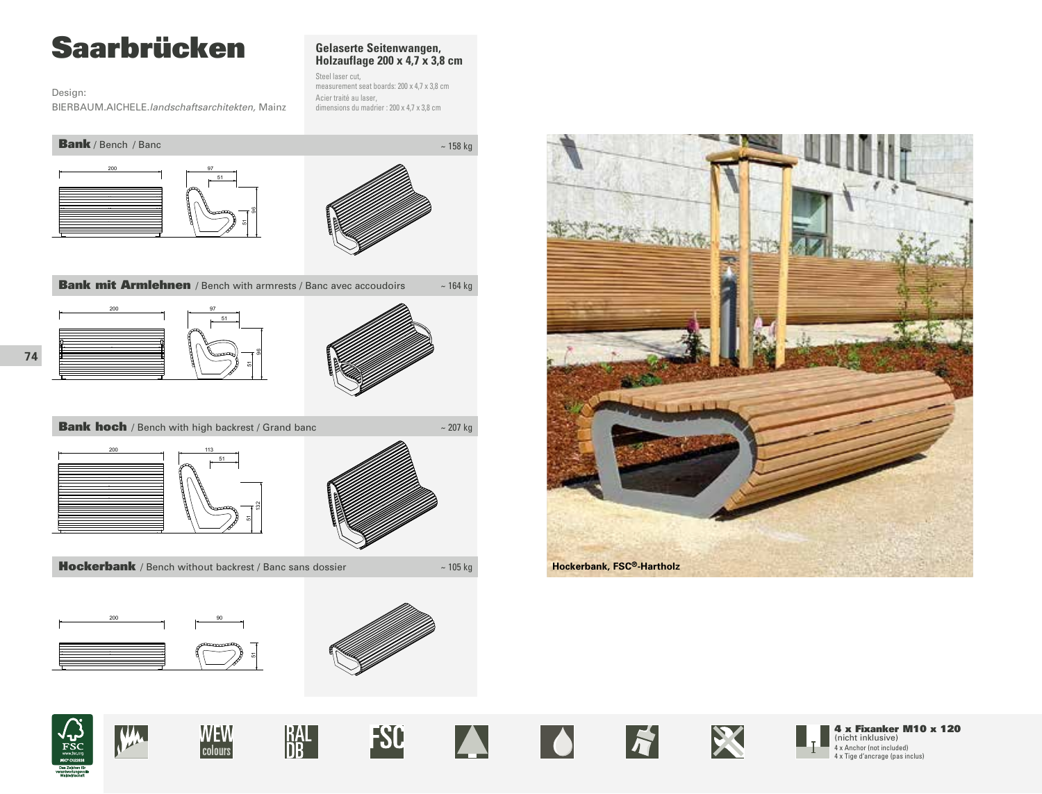# Saarbrücken

Design:
BIERBAUM.AICHELE.*landschaftsarchitekten,* Mainz

**Gelaserte Seitenwangen, Holzauflage 200 x 4,7 x 3,8 cm**

Steel laser cut,
measurement seat boards: 200 x 4,7 x 3,8 cm
Acier traité au laser,
dimensions du madrier : 200 x 4,7 x 3,8 cm

## **Bank** / Bench / Banc

~ 158 kg

200 — 97 — 51 — 96 — 51

## **Bank mit Armlehnen** / Bench with armrests / Banc avec accoudoirs

~ 164 kg

200 — 97 — 51 — 96 — 51

## **Bank hoch** / Bench with high backrest / Grand banc

~ 207 kg

200 — 113 — 51 — 132 — 51

## **Hockerbank** / Bench without backrest / Banc sans dossier

~ 105 kg

200 — 90 — 51

Hockerbank, FSC®-Hartholz

WEW colours

RAL DB

FSC

**4 x Fixanker M10 x 120** (nicht inklusive)
4 x Anchor (not included)
4 x Tige d'ancrage (pas inclus)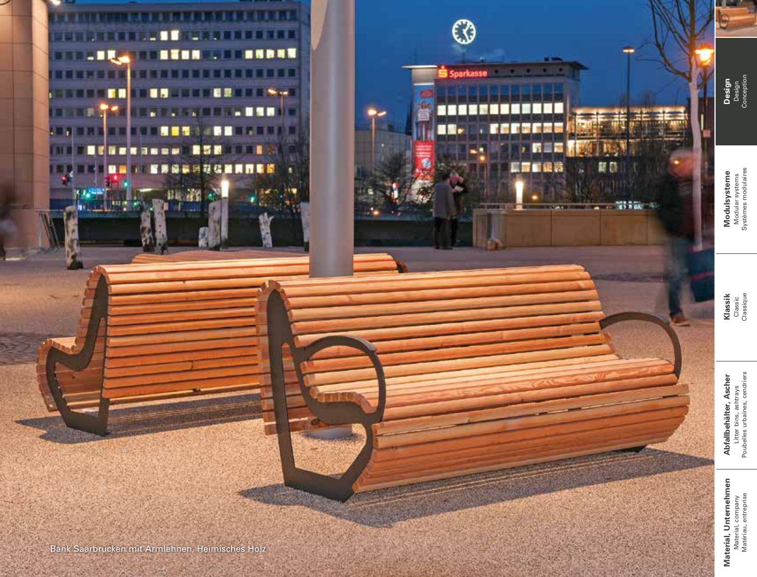Bank Saarbrücken mit Armlehnen, Heimisches Holz

**Design**
Design
Conception

**Modulsysteme**
Modular systems
Systèmes modulaires

**Klassik**
Classic
Classique

**Abfallbehälter, Ascher**
Litter bins, ashtrays
Poubelles urbaines, cendriers

**Material, Unternehmen**
Material, company
Matériau, entreprise